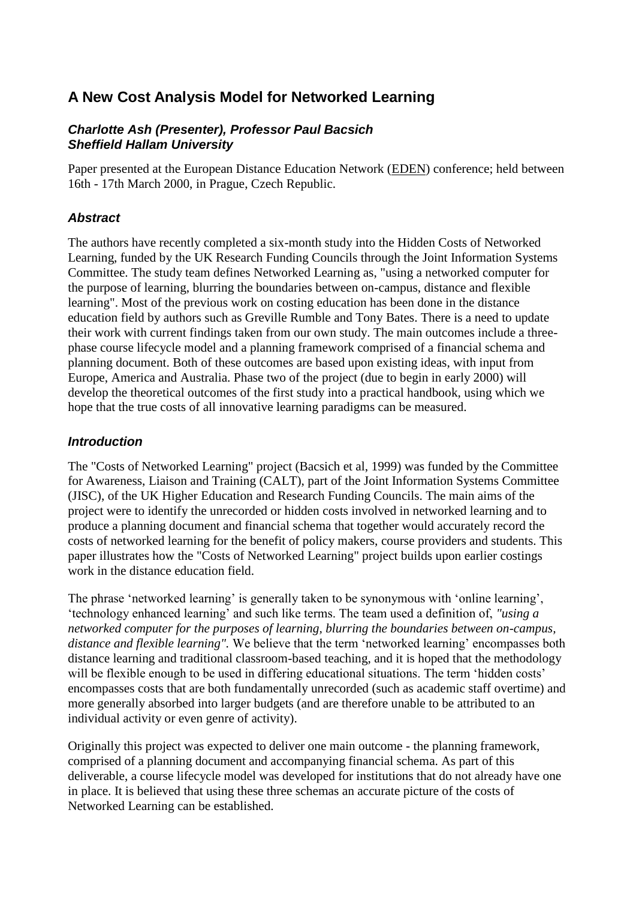# A New Cost Analysis Model for Networked Learning

### *Charlotte Ash (Presenter), Professor Paul Bacsich*
### *Sheffield Hallam University*

Paper presented at the European Distance Education Network (EDEN) conference; held between 16th - 17th March 2000, in Prague, Czech Republic.

## *Abstract*

The authors have recently completed a six-month study into the Hidden Costs of Networked Learning, funded by the UK Research Funding Councils through the Joint Information Systems Committee. The study team defines Networked Learning as, "using a networked computer for the purpose of learning, blurring the boundaries between on-campus, distance and flexible learning". Most of the previous work on costing education has been done in the distance education field by authors such as Greville Rumble and Tony Bates. There is a need to update their work with current findings taken from our own study. The main outcomes include a three-phase course lifecycle model and a planning framework comprised of a financial schema and planning document. Both of these outcomes are based upon existing ideas, with input from Europe, America and Australia. Phase two of the project (due to begin in early 2000) will develop the theoretical outcomes of the first study into a practical handbook, using which we hope that the true costs of all innovative learning paradigms can be measured.

## *Introduction*

The "Costs of Networked Learning" project (Bacsich et al, 1999) was funded by the Committee for Awareness, Liaison and Training (CALT), part of the Joint Information Systems Committee (JISC), of the UK Higher Education and Research Funding Councils. The main aims of the project were to identify the unrecorded or hidden costs involved in networked learning and to produce a planning document and financial schema that together would accurately record the costs of networked learning for the benefit of policy makers, course providers and students. This paper illustrates how the "Costs of Networked Learning" project builds upon earlier costings work in the distance education field.

The phrase 'networked learning' is generally taken to be synonymous with 'online learning', 'technology enhanced learning' and such like terms. The team used a definition of, *"using a networked computer for the purposes of learning, blurring the boundaries between on-campus, distance and flexible learning".* We believe that the term 'networked learning' encompasses both distance learning and traditional classroom-based teaching, and it is hoped that the methodology will be flexible enough to be used in differing educational situations. The term 'hidden costs' encompasses costs that are both fundamentally unrecorded (such as academic staff overtime) and more generally absorbed into larger budgets (and are therefore unable to be attributed to an individual activity or even genre of activity).

Originally this project was expected to deliver one main outcome - the planning framework, comprised of a planning document and accompanying financial schema. As part of this deliverable, a course lifecycle model was developed for institutions that do not already have one in place. It is believed that using these three schemas an accurate picture of the costs of Networked Learning can be established.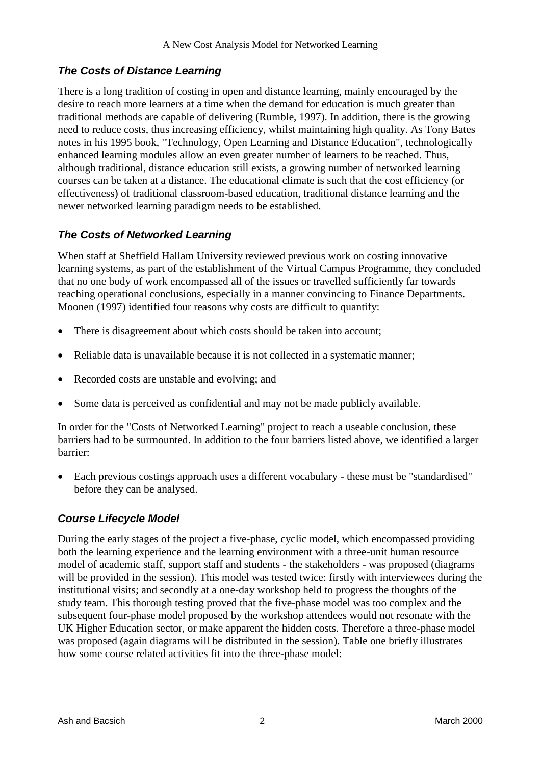### *The Costs of Distance Learning*

There is a long tradition of costing in open and distance learning, mainly encouraged by the desire to reach more learners at a time when the demand for education is much greater than traditional methods are capable of delivering (Rumble, 1997). In addition, there is the growing need to reduce costs, thus increasing efficiency, whilst maintaining high quality. As Tony Bates notes in his 1995 book, "Technology, Open Learning and Distance Education", technologically enhanced learning modules allow an even greater number of learners to be reached. Thus, although traditional, distance education still exists, a growing number of networked learning courses can be taken at a distance. The educational climate is such that the cost efficiency (or effectiveness) of traditional classroom-based education, traditional distance learning and the newer networked learning paradigm needs to be established.

### *The Costs of Networked Learning*

When staff at Sheffield Hallam University reviewed previous work on costing innovative learning systems, as part of the establishment of the Virtual Campus Programme, they concluded that no one body of work encompassed all of the issues or travelled sufficiently far towards reaching operational conclusions, especially in a manner convincing to Finance Departments. Moonen (1997) identified four reasons why costs are difficult to quantify:

- There is disagreement about which costs should be taken into account;
- Reliable data is unavailable because it is not collected in a systematic manner;
- Recorded costs are unstable and evolving; and
- Some data is perceived as confidential and may not be made publicly available.

In order for the "Costs of Networked Learning" project to reach a useable conclusion, these barriers had to be surmounted. In addition to the four barriers listed above, we identified a larger barrier:

- Each previous costings approach uses a different vocabulary - these must be "standardised" before they can be analysed.

### *Course Lifecycle Model*

During the early stages of the project a five-phase, cyclic model, which encompassed providing both the learning experience and the learning environment with a three-unit human resource model of academic staff, support staff and students - the stakeholders - was proposed (diagrams will be provided in the session). This model was tested twice: firstly with interviewees during the institutional visits; and secondly at a one-day workshop held to progress the thoughts of the study team. This thorough testing proved that the five-phase model was too complex and the subsequent four-phase model proposed by the workshop attendees would not resonate with the UK Higher Education sector, or make apparent the hidden costs. Therefore a three-phase model was proposed (again diagrams will be distributed in the session). Table one briefly illustrates how some course related activities fit into the three-phase model: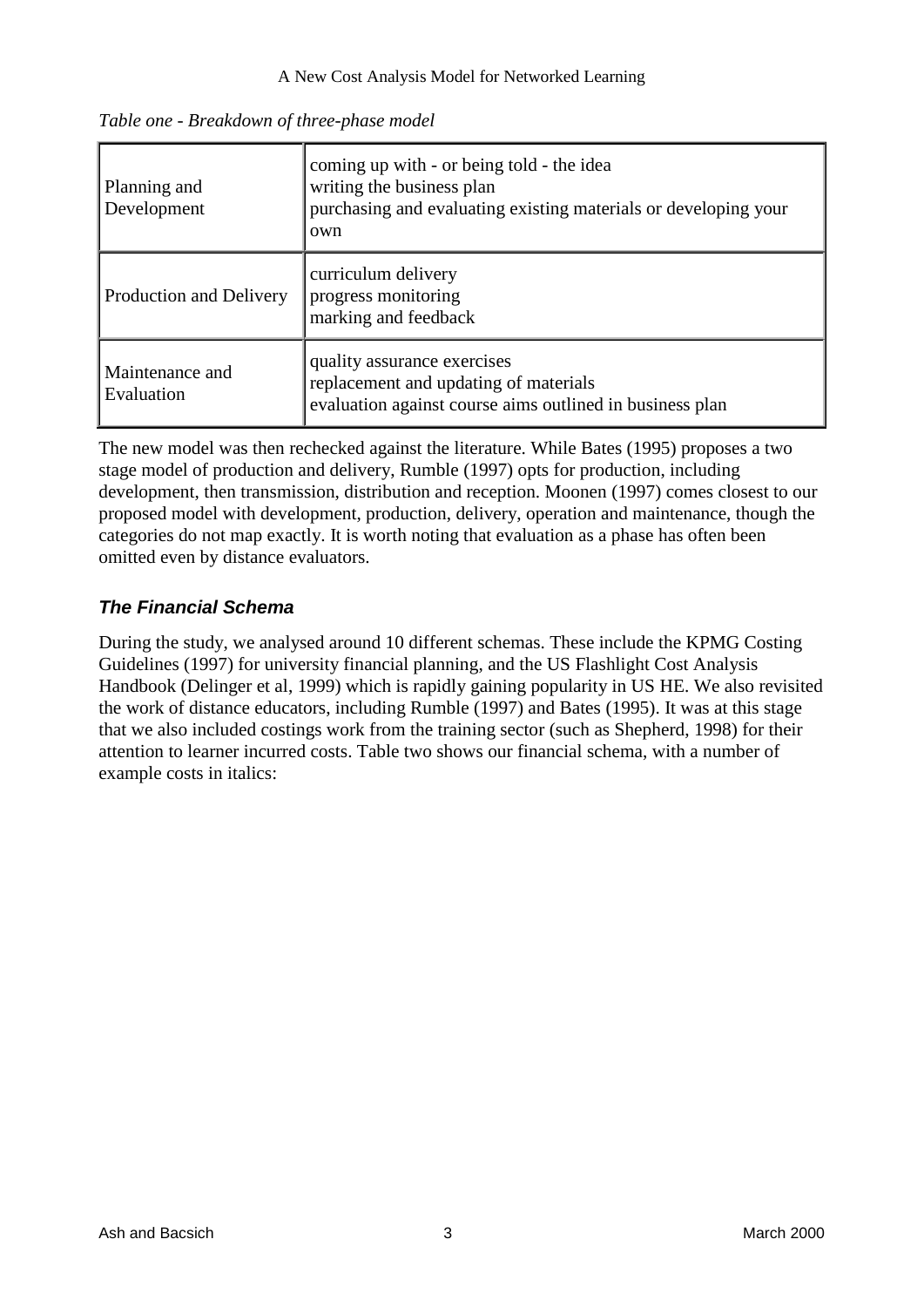*Table one - Breakdown of three-phase model*

| | |
|---|---|
| Planning and Development | coming up with - or being told - the idea<br>writing the business plan<br>purchasing and evaluating existing materials or developing your own |
| Production and Delivery | curriculum delivery<br>progress monitoring<br>marking and feedback |
| Maintenance and Evaluation | quality assurance exercises<br>replacement and updating of materials<br>evaluation against course aims outlined in business plan |

The new model was then rechecked against the literature. While Bates (1995) proposes a two stage model of production and delivery, Rumble (1997) opts for production, including development, then transmission, distribution and reception. Moonen (1997) comes closest to our proposed model with development, production, delivery, operation and maintenance, though the categories do not map exactly. It is worth noting that evaluation as a phase has often been omitted even by distance evaluators.

### ***The Financial Schema***

During the study, we analysed around 10 different schemas. These include the KPMG Costing Guidelines (1997) for university financial planning, and the US Flashlight Cost Analysis Handbook (Delinger et al, 1999) which is rapidly gaining popularity in US HE. We also revisited the work of distance educators, including Rumble (1997) and Bates (1995). It was at this stage that we also included costings work from the training sector (such as Shepherd, 1998) for their attention to learner incurred costs. Table two shows our financial schema, with a number of example costs in italics: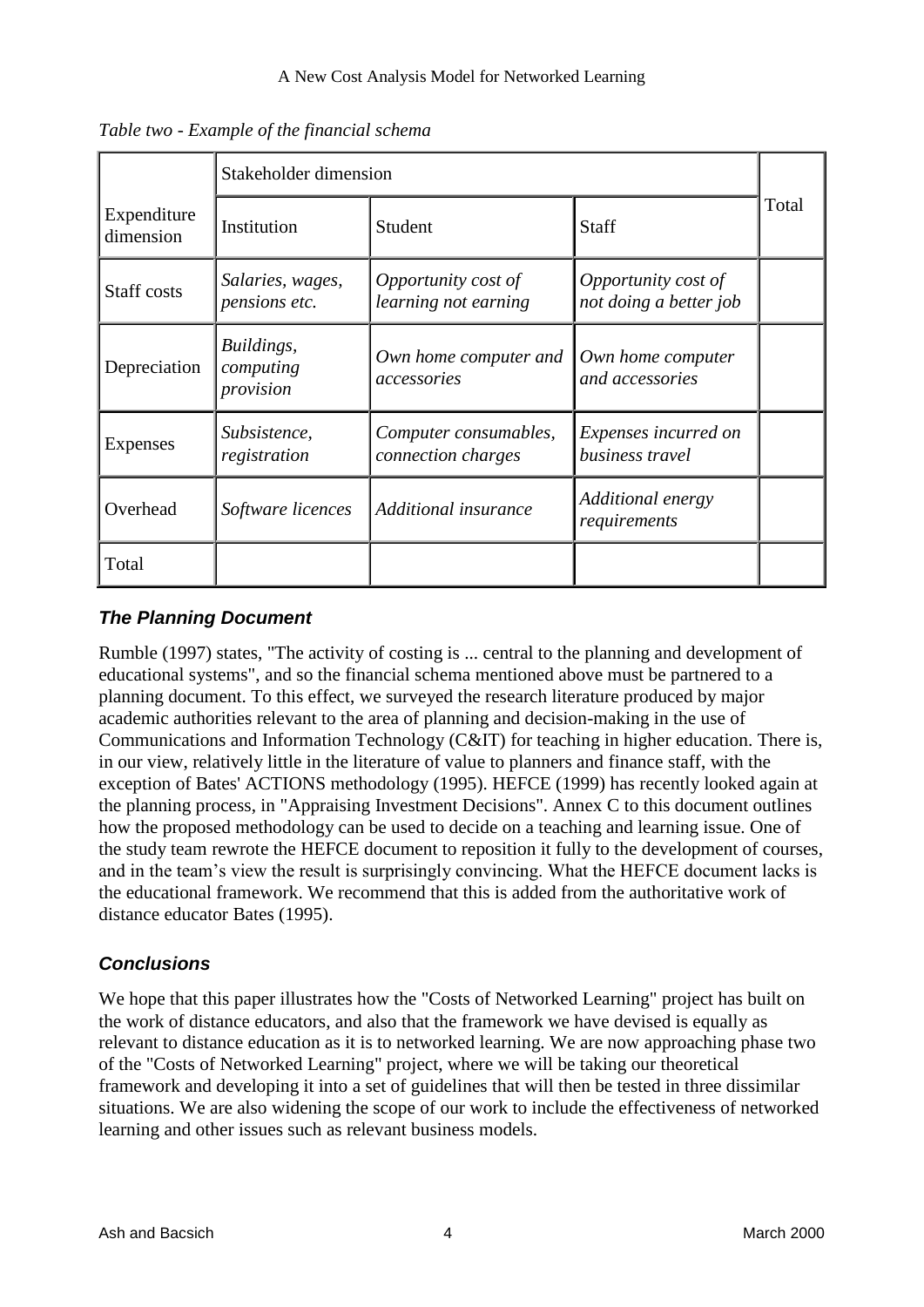*Table two - Example of the financial schema*

| Expenditure dimension | Stakeholder dimension | | | Total |
|---|---|---|---|---|
| | Institution | Student | Staff | |
| Staff costs | *Salaries, wages, pensions etc.* | *Opportunity cost of learning not earning* | *Opportunity cost of not doing a better job* | |
| Depreciation | *Buildings, computing provision* | *Own home computer and accessories* | *Own home computer and accessories* | |
| Expenses | *Subsistence, registration* | *Computer consumables, connection charges* | *Expenses incurred on business travel* | |
| Overhead | *Software licences* | *Additional insurance* | *Additional energy requirements* | |
| Total | | | | |

### ***The Planning Document***

Rumble (1997) states, "The activity of costing is ... central to the planning and development of educational systems", and so the financial schema mentioned above must be partnered to a planning document. To this effect, we surveyed the research literature produced by major academic authorities relevant to the area of planning and decision-making in the use of Communications and Information Technology (C&IT) for teaching in higher education. There is, in our view, relatively little in the literature of value to planners and finance staff, with the exception of Bates' ACTIONS methodology (1995). HEFCE (1999) has recently looked again at the planning process, in "Appraising Investment Decisions". Annex C to this document outlines how the proposed methodology can be used to decide on a teaching and learning issue. One of the study team rewrote the HEFCE document to reposition it fully to the development of courses, and in the team's view the result is surprisingly convincing. What the HEFCE document lacks is the educational framework. We recommend that this is added from the authoritative work of distance educator Bates (1995).

### ***Conclusions***

We hope that this paper illustrates how the "Costs of Networked Learning" project has built on the work of distance educators, and also that the framework we have devised is equally as relevant to distance education as it is to networked learning. We are now approaching phase two of the "Costs of Networked Learning" project, where we will be taking our theoretical framework and developing it into a set of guidelines that will then be tested in three dissimilar situations. We are also widening the scope of our work to include the effectiveness of networked learning and other issues such as relevant business models.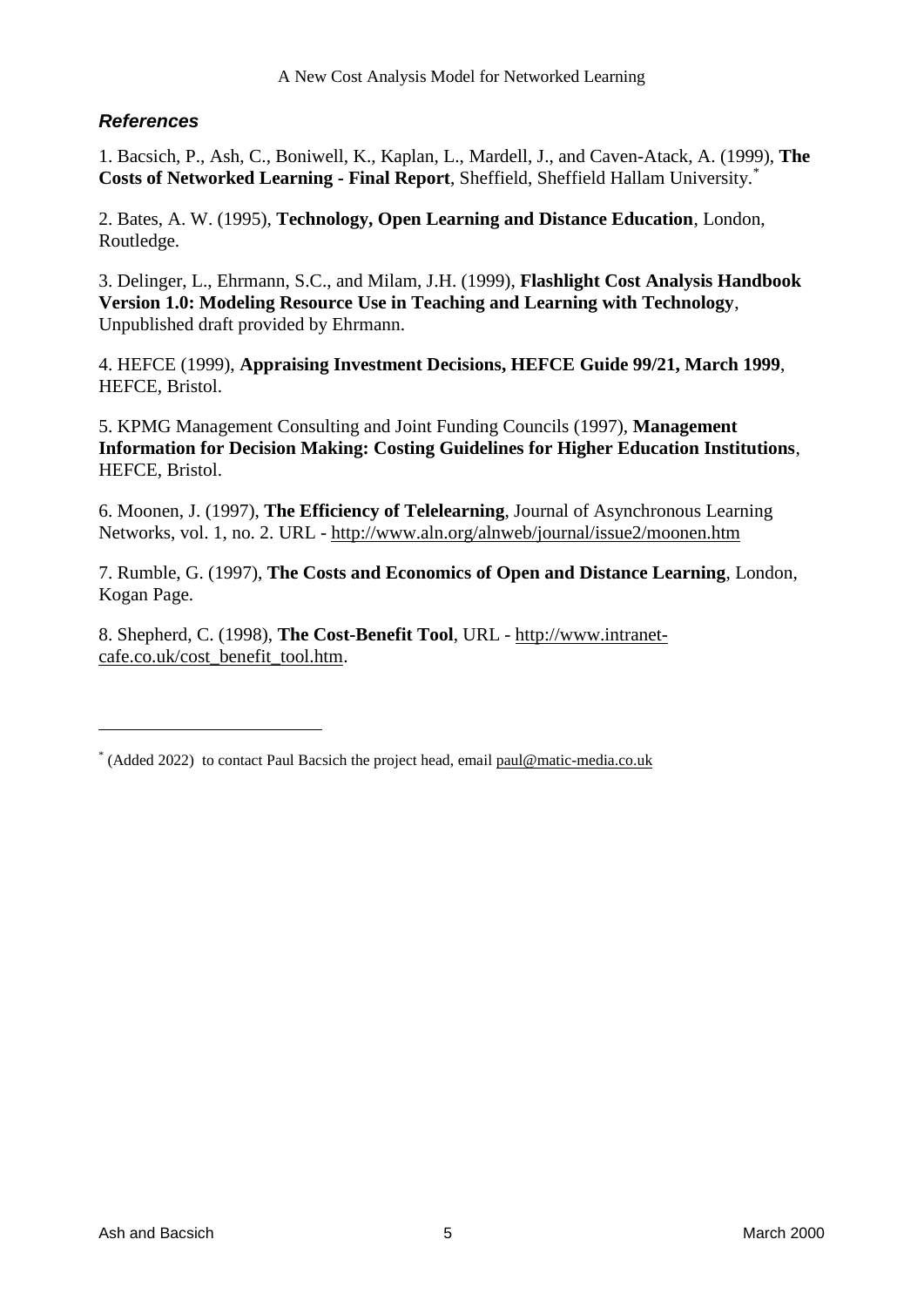### *References*

1. Bacsich, P., Ash, C., Boniwell, K., Kaplan, L., Mardell, J., and Caven-Atack, A. (1999), **The Costs of Networked Learning - Final Report**, Sheffield, Sheffield Hallam University.[*]

2. Bates, A. W. (1995), **Technology, Open Learning and Distance Education**, London, Routledge.

3. Delinger, L., Ehrmann, S.C., and Milam, J.H. (1999), **Flashlight Cost Analysis Handbook Version 1.0: Modeling Resource Use in Teaching and Learning with Technology**, Unpublished draft provided by Ehrmann.

4. HEFCE (1999), **Appraising Investment Decisions, HEFCE Guide 99/21, March 1999**, HEFCE, Bristol.

5. KPMG Management Consulting and Joint Funding Councils (1997), **Management Information for Decision Making: Costing Guidelines for Higher Education Institutions**, HEFCE, Bristol.

6. Moonen, J. (1997), **The Efficiency of Telelearning**, Journal of Asynchronous Learning Networks, vol. 1, no. 2. URL - http://www.aln.org/alnweb/journal/issue2/moonen.htm

7. Rumble, G. (1997), **The Costs and Economics of Open and Distance Learning**, London, Kogan Page.

8. Shepherd, C. (1998), **The Cost-Benefit Tool**, URL - http://www.intranet-cafe.co.uk/cost_benefit_tool.htm.

---

[*] (Added 2022) to contact Paul Bacsich the project head, email paul@matic-media.co.uk